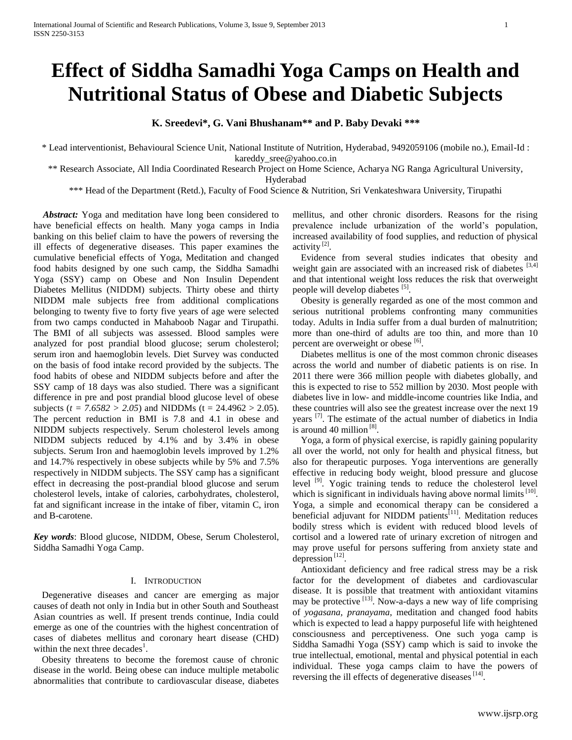# Effect of Siddha Samadhi Yoga Camps on Health and Nutritional Status of Obese and Diabetic Subjects

**K. Sreedevi\*, G. Vani Bhushanam\*\* and P. Baby Devaki \*\*\***

\* Lead interventionist, Behavioural Science Unit, National Institute of Nutrition, Hyderabad, 9492059106 (mobile no.), Email-Id : kareddy_sree@yahoo.co.in

\*\* Research Associate, All India Coordinated Research Project on Home Science, Acharya NG Ranga Agricultural University, Hyderabad

\*\*\* Head of the Department (Retd.), Faculty of Food Science & Nutrition, Sri Venkateshwara University, Tirupathi

***Abstract:*** Yoga and meditation have long been considered to have beneficial effects on health. Many yoga camps in India banking on this belief claim to have the powers of reversing the ill effects of degenerative diseases. This paper examines the cumulative beneficial effects of Yoga, Meditation and changed food habits designed by one such camp, the Siddha Samadhi Yoga (SSY) camp on Obese and Non Insulin Dependent Diabetes Mellitus (NIDDM) subjects. Thirty obese and thirty NIDDM male subjects free from additional complications belonging to twenty five to forty five years of age were selected from two camps conducted in Mahaboob Nagar and Tirupathi. The BMI of all subjects was assessed. Blood samples were analyzed for post prandial blood glucose; serum cholesterol; serum iron and haemoglobin levels. Diet Survey was conducted on the basis of food intake record provided by the subjects. The food habits of obese and NIDDM subjects before and after the SSY camp of 18 days was also studied. There was a significant difference in pre and post prandial blood glucose level of obese subjects ($t = 7.6582 > 2.05$) and NIDDMs ($t = 24.4962 > 2.05$). The percent reduction in BMI is 7.8 and 4.1 in obese and NIDDM subjects respectively. Serum cholesterol levels among NIDDM subjects reduced by 4.1% and by 3.4% in obese subjects. Serum Iron and haemoglobin levels improved by 1.2% and 14.7% respectively in obese subjects while by 5% and 7.5% respectively in NIDDM subjects. The SSY camp has a significant effect in decreasing the post-prandial blood glucose and serum cholesterol levels, intake of calories, carbohydrates, cholesterol, fat and significant increase in the intake of fiber, vitamin C, iron and B-carotene.

***Key words***: Blood glucose, NIDDM, Obese, Serum Cholesterol, Siddha Samadhi Yoga Camp.

## I. Introduction

Degenerative diseases and cancer are emerging as major causes of death not only in India but in other South and Southeast Asian countries as well. If present trends continue, India could emerge as one of the countries with the highest concentration of cases of diabetes mellitus and coronary heart disease (CHD) within the next three decades[1].

Obesity threatens to become the foremost cause of chronic disease in the world. Being obese can induce multiple metabolic abnormalities that contribute to cardiovascular disease, diabetes mellitus, and other chronic disorders. Reasons for the rising prevalence include urbanization of the world's population, increased availability of food supplies, and reduction of physical activity [2].

Evidence from several studies indicates that obesity and weight gain are associated with an increased risk of diabetes [3,4] and that intentional weight loss reduces the risk that overweight people will develop diabetes [5].

Obesity is generally regarded as one of the most common and serious nutritional problems confronting many communities today. Adults in India suffer from a dual burden of malnutrition; more than one-third of adults are too thin, and more than 10 percent are overweight or obese [6].

Diabetes mellitus is one of the most common chronic diseases across the world and number of diabetic patients is on rise. In 2011 there were 366 million people with diabetes globally, and this is expected to rise to 552 million by 2030. Most people with diabetes live in low- and middle-income countries like India, and these countries will also see the greatest increase over the next 19 years [7]. The estimate of the actual number of diabetics in India is around 40 million [8].

Yoga, a form of physical exercise, is rapidly gaining popularity all over the world, not only for health and physical fitness, but also for therapeutic purposes. Yoga interventions are generally effective in reducing body weight, blood pressure and glucose level [9]. Yogic training tends to reduce the cholesterol level which is significant in individuals having above normal limits [10]. Yoga, a simple and economical therapy can be considered a beneficial adjuvant for NIDDM patients[11]. Meditation reduces bodily stress which is evident with reduced blood levels of cortisol and a lowered rate of urinary excretion of nitrogen and may prove useful for persons suffering from anxiety state and depression [12].

Antioxidant deficiency and free radical stress may be a risk factor for the development of diabetes and cardiovascular disease. It is possible that treatment with antioxidant vitamins may be protective [13]. Now-a-days a new way of life comprising of *yogasana, pranayama,* meditation and changed food habits which is expected to lead a happy purposeful life with heightened consciousness and perceptiveness. One such yoga camp is Siddha Samadhi Yoga (SSY) camp which is said to invoke the true intellectual, emotional, mental and physical potential in each individual. These yoga camps claim to have the powers of reversing the ill effects of degenerative diseases [14].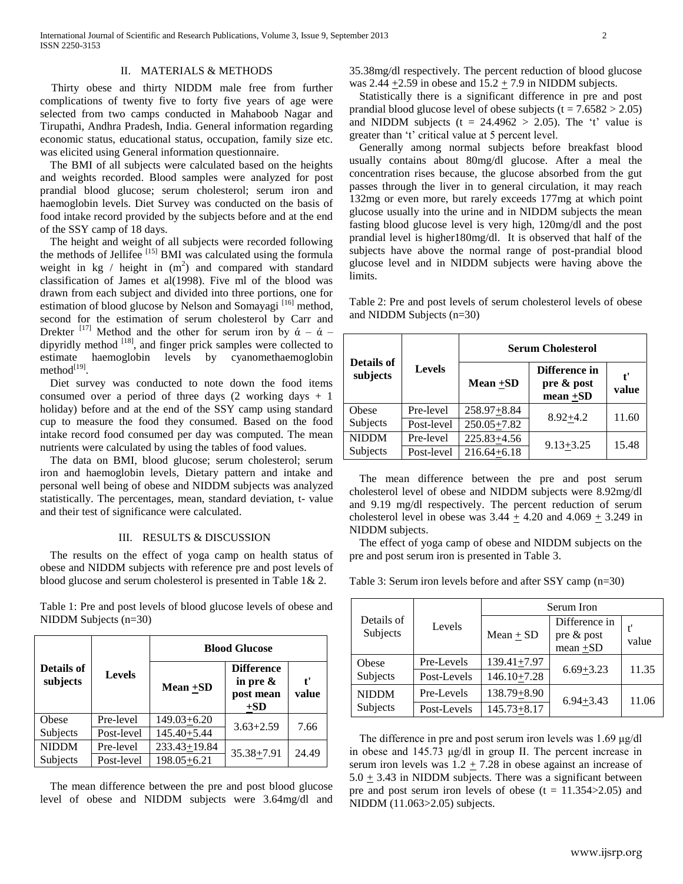## II. MATERIALS & METHODS

Thirty obese and thirty NIDDM male free from further complications of twenty five to forty five years of age were selected from two camps conducted in Mahaboob Nagar and Tirupathi, Andhra Pradesh, India. General information regarding economic status, educational status, occupation, family size etc. was elicited using General information questionnaire.

The BMI of all subjects were calculated based on the heights and weights recorded. Blood samples were analyzed for post prandial blood glucose; serum cholesterol; serum iron and haemoglobin levels. Diet Survey was conducted on the basis of food intake record provided by the subjects before and at the end of the SSY camp of 18 days.

The height and weight of all subjects were recorded following the methods of Jellifee [15] BMI was calculated using the formula weight in kg / height in ($m^2$) and compared with standard classification of James et al(1998). Five ml of the blood was drawn from each subject and divided into three portions, one for estimation of blood glucose by Nelson and Somayagi [16] method, second for the estimation of serum cholesterol by Carr and Drekter [17] Method and the other for serum iron by ά – ά –dipyridly method [18], and finger prick samples were collected to estimate haemoglobin levels by cyanomethaemoglobin method[19].

Diet survey was conducted to note down the food items consumed over a period of three days (2 working days + 1 holiday) before and at the end of the SSY camp using standard cup to measure the food they consumed. Based on the food intake record food consumed per day was computed. The mean nutrients were calculated by using the tables of food values.

The data on BMI, blood glucose; serum cholesterol; serum iron and haemoglobin levels, Dietary pattern and intake and personal well being of obese and NIDDM subjects was analyzed statistically. The percentages, mean, standard deviation, t- value and their test of significance were calculated.

## III. RESULTS & DISCUSSION

The results on the effect of yoga camp on health status of obese and NIDDM subjects with reference pre and post levels of blood glucose and serum cholesterol is presented in Table 1& 2.

Table 1: Pre and post levels of blood glucose levels of obese and NIDDM Subjects (n=30)

| Details of subjects | Levels | Blood Glucose | | |
|---|---|---|---|---|
| | | Mean ±SD | Difference in pre & post mean ±SD | t' value |
| Obese Subjects | Pre-level | 149.03±6.20 | 3.63+2.59 | 7.66 |
| | Post-level | 145.40±5.44 | | |
| NIDDM Subjects | Pre-level | 233.43±19.84 | 35.38±7.91 | 24.49 |
| | Post-level | 198.05±6.21 | | |

The mean difference between the pre and post blood glucose level of obese and NIDDM subjects were 3.64mg/dl and 35.38mg/dl respectively. The percent reduction of blood glucose was 2.44 ±2.59 in obese and 15.2 ± 7.9 in NIDDM subjects.

Statistically there is a significant difference in pre and post prandial blood glucose level of obese subjects ($t = 7.6582 > 2.05$) and NIDDM subjects ($t = 24.4962 > 2.05$). The 't' value is greater than 't' critical value at 5 percent level.

Generally among normal subjects before breakfast blood usually contains about 80mg/dl glucose. After a meal the concentration rises because, the glucose absorbed from the gut passes through the liver in to general circulation, it may reach 132mg or even more, but rarely exceeds 177mg at which point glucose usually into the urine and in NIDDM subjects the mean fasting blood glucose level is very high, 120mg/dl and the post prandial level is higher180mg/dl. It is observed that half of the subjects have above the normal range of post-prandial blood glucose level and in NIDDM subjects were having above the limits.

Table 2: Pre and post levels of serum cholesterol levels of obese and NIDDM Subjects (n=30)

| Details of subjects | Levels | Serum Cholesterol | | |
|---|---|---|---|---|
| | | Mean ±SD | Difference in pre & post mean ±SD | t' value |
| Obese Subjects | Pre-level | 258.97±8.84 | 8.92±4.2 | 11.60 |
| | Post-level | 250.05±7.82 | | |
| NIDDM Subjects | Pre-level | 225.83±4.56 | 9.13±3.25 | 15.48 |
| | Post-level | 216.64±6.18 | | |

The mean difference between the pre and post serum cholesterol level of obese and NIDDM subjects were 8.92mg/dl and 9.19 mg/dl respectively. The percent reduction of serum cholesterol level in obese was 3.44 ± 4.20 and 4.069 ± 3.249 in NIDDM subjects.

The effect of yoga camp of obese and NIDDM subjects on the pre and post serum iron is presented in Table 3.

Table 3: Serum iron levels before and after SSY camp (n=30)

| Details of Subjects | Levels | Serum Iron | | |
|---|---|---|---|---|
| | | Mean ± SD | Difference in pre & post mean ±SD | t' value |
| Obese Subjects | Pre-Levels | 139.41±7.97 | 6.69±3.23 | 11.35 |
| | Post-Levels | 146.10±7.28 | | |
| NIDDM Subjects | Pre-Levels | 138.79±8.90 | 6.94±3.43 | 11.06 |
| | Post-Levels | 145.73±8.17 | | |

The difference in pre and post serum iron levels was 1.69 µg/dl in obese and 145.73 µg/dl in group II. The percent increase in serum iron levels was 1.2 ± 7.28 in obese against an increase of 5.0 ± 3.43 in NIDDM subjects. There was a significant between pre and post serum iron levels of obese ($t = 11.354 > 2.05$) and NIDDM ($11.063 > 2.05$) subjects.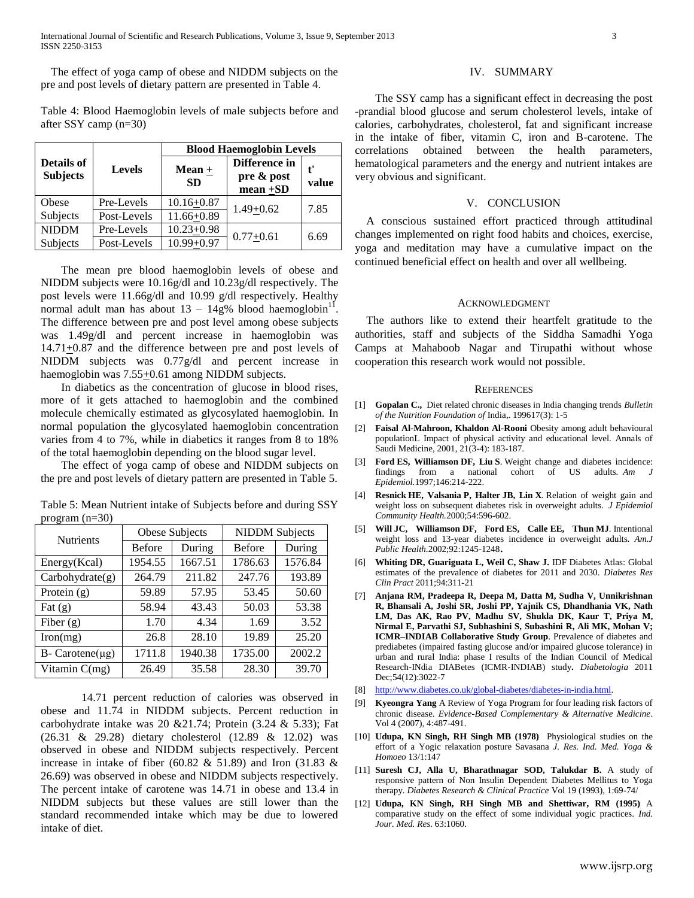The effect of yoga camp of obese and NIDDM subjects on the pre and post levels of dietary pattern are presented in Table 4.

Table 4: Blood Haemoglobin levels of male subjects before and after SSY camp (n=30)

| Details of Subjects | Levels | Blood Haemoglobin Levels | | |
|---|---|---|---|---|
| | | Mean + SD | Difference in pre & post mean +SD | t' value |
| Obese Subjects | Pre-Levels | 10.16+0.87 | 1.49+0.62 | 7.85 |
| | Post-Levels | 11.66+0.89 | | |
| NIDDM Subjects | Pre-Levels | 10.23+0.98 | 0.77+0.61 | 6.69 |
| | Post-Levels | 10.99+0.97 | | |

The mean pre blood haemoglobin levels of obese and NIDDM subjects were 10.16g/dl and 10.23g/dl respectively. The post levels were 11.66g/dl and 10.99 g/dl respectively. Healthy normal adult man has about 13 – 14g% blood haemoglobin[11]. The difference between pre and post level among obese subjects was 1.49g/dl and percent increase in haemoglobin was 14.71+0.87 and the difference between pre and post levels of NIDDM subjects was 0.77g/dl and percent increase in haemoglobin was 7.55+0.61 among NIDDM subjects.

In diabetics as the concentration of glucose in blood rises, more of it gets attached to haemoglobin and the combined molecule chemically estimated as glycosylated haemoglobin. In normal population the glycosylated haemoglobin concentration varies from 4 to 7%, while in diabetics it ranges from 8 to 18% of the total haemoglobin depending on the blood sugar level.

The effect of yoga camp of obese and NIDDM subjects on the pre and post levels of dietary pattern are presented in Table 5.

Table 5: Mean Nutrient intake of Subjects before and during SSY program (n=30)

| Nutrients | Obese Subjects | | NIDDM Subjects | |
|---|---|---|---|---|
| | Before | During | Before | During |
| Energy(Kcal) | 1954.55 | 1667.51 | 1786.63 | 1576.84 |
| Carbohydrate(g) | 264.79 | 211.82 | 247.76 | 193.89 |
| Protein (g) | 59.89 | 57.95 | 53.45 | 50.60 |
| Fat (g) | 58.94 | 43.43 | 50.03 | 53.38 |
| Fiber (g) | 1.70 | 4.34 | 1.69 | 3.52 |
| Iron(mg) | 26.8 | 28.10 | 19.89 | 25.20 |
| B- Carotene(μg) | 1711.8 | 1940.38 | 1735.00 | 2002.2 |
| Vitamin C(mg) | 26.49 | 35.58 | 28.30 | 39.70 |

14.71 percent reduction of calories was observed in obese and 11.74 in NIDDM subjects. Percent reduction in carbohydrate intake was 20 &21.74; Protein (3.24 & 5.33); Fat (26.31 & 29.28) dietary cholesterol (12.89 & 12.02) was observed in obese and NIDDM subjects respectively. Percent increase in intake of fiber (60.82 & 51.89) and Iron (31.83 & 26.69) was observed in obese and NIDDM subjects respectively. The percent intake of carotene was 14.71 in obese and 13.4 in NIDDM subjects but these values are still lower than the standard recommended intake which may be due to lowered intake of diet.

## IV. Summary

The SSY camp has a significant effect in decreasing the post -prandial blood glucose and serum cholesterol levels, intake of calories, carbohydrates, cholesterol, fat and significant increase in the intake of fiber, vitamin C, iron and B-carotene. The correlations obtained between the health parameters, hematological parameters and the energy and nutrient intakes are very obvious and significant.

## V. Conclusion

A conscious sustained effort practiced through attitudinal changes implemented on right food habits and choices, exercise, yoga and meditation may have a cumulative impact on the continued beneficial effect on health and over all wellbeing.

## Acknowledgment

The authors like to extend their heartfelt gratitude to the authorities, staff and subjects of the Siddha Samadhi Yoga Camps at Mahaboob Nagar and Tirupathi without whose cooperation this research work would not possible.

## References

[1] **Gopalan C.,** Diet related chronic diseases in India changing trends *Bulletin of the Nutrition Foundation of* India,. 199617(3): 1-5

[2] **Faisal Al-Mahroon, Khaldon Al-Rooni** Obesity among adult behavioural populationL Impact of physical activity and educational level. Annals of Saudi Medicine, 2001, 21(3-4): 183-187.

[3] **Ford ES, Williamson DF, Liu S**. Weight change and diabetes incidence: findings from a national cohort of US adults. *Am J Epidemiol.*1997;146:214-222.

[4] **Resnick HE, Valsania P, Halter JB, Lin X**. Relation of weight gain and weight loss on subsequent diabetes risk in overweight adults. *J Epidemiol Community Health.*2000;54:596-602.

[5] **Will JC, Williamson DF, Ford ES, Calle EE, Thun MJ**. Intentional weight loss and 13-year diabetes incidence in overweight adults. *Am.J Public Health.*2002;92:1245-1248.

[6] **Whiting DR, Guariguata L, Weil C, Shaw J.** IDF Diabetes Atlas: Global estimates of the prevalence of diabetes for 2011 and 2030. *Diabetes Res Clin Pract* 2011;94:311-21

[7] **Anjana RM, Pradeepa R, Deepa M, Datta M, Sudha V, Unnikrishnan R, Bhansali A, Joshi SR, Joshi PP, Yajnik CS, Dhandhania VK, Nath LM, Das AK, Rao PV, Madhu SV, Shukla DK, Kaur T, Priya M, Nirmal E, Parvathi SJ, Subhashini S, Subashini R, Ali MK, Mohan V; ICMR–INDIAB Collaborative Study Group**. Prevalence of diabetes and prediabetes (impaired fasting glucose and/or impaired glucose tolerance) in urban and rural India: phase I results of the Indian Council of Medical Research-INdia DIABetes (ICMR-INDIAB) study**.** *Diabetologia* 2011 Dec;54(12):3022-7

[8] http://www.diabetes.co.uk/global-diabetes/diabetes-in-india.html.

[9] **Kyeongra Yang** A Review of Yoga Program for four leading risk factors of chronic disease. *Evidence-Based Complementary & Alternative Medicine*. Vol 4 (2007), 4:487-491.

[10] **Udupa, KN Singh, RH Singh MB (1978)** Physiological studies on the effort of a Yogic relaxation posture Savasana *J. Res. Ind. Med. Yoga & Homoeo* 13/1:147

[11] **Suresh CJ, Alla U, Bharathnagar SOD, Talukdar B.** A study of responsive pattern of Non Insulin Dependent Diabetes Mellitus to Yoga therapy. *Diabetes Research & Clinical Practice* Vol 19 (1993), 1:69-74/

[12] **Udupa, KN Singh, RH Singh MB and Shettiwar, RM (1995)** A comparative study on the effect of some individual yogic practices. *Ind. Jour. Med. Res.* 63:1060.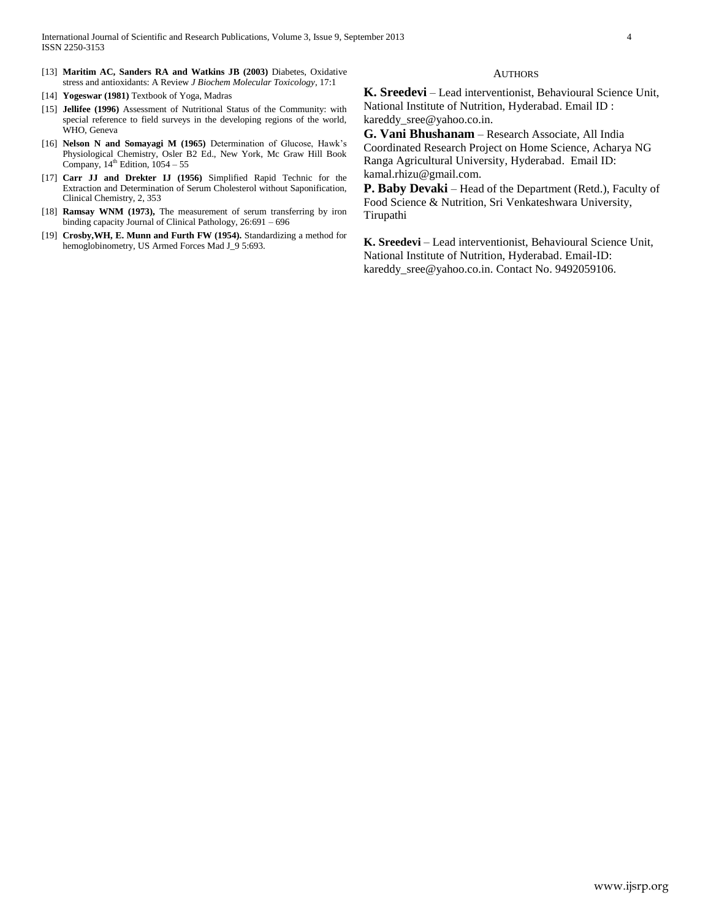[13] **Maritim AC, Sanders RA and Watkins JB (2003)** Diabetes, Oxidative stress and antioxidants: A Review *J Biochem Molecular Toxicology*, 17:1

[14] **Yogeswar (1981)** Textbook of Yoga, Madras

[15] **Jellifee (1996)** Assessment of Nutritional Status of the Community: with special reference to field surveys in the developing regions of the world, WHO, Geneva

[16] **Nelson N and Somayagi M (1965)** Determination of Glucose, Hawk's Physiological Chemistry, Osler B2 Ed., New York, Mc Graw Hill Book Company, 14th Edition, 1054 – 55

[17] **Carr JJ and Drekter IJ (1956)** Simplified Rapid Technic for the Extraction and Determination of Serum Cholesterol without Saponification, Clinical Chemistry, 2, 353

[18] **Ramsay WNM (1973),** The measurement of serum transferring by iron binding capacity Journal of Clinical Pathology, 26:691 – 696

[19] **Crosby,WH, E. Munn and Furth FW (1954).** Standardizing a method for hemoglobinometry, US Armed Forces Mad J_9 5:693.

## AUTHORS

**K. Sreedevi** – Lead interventionist, Behavioural Science Unit, National Institute of Nutrition, Hyderabad. Email ID : kareddy_sree@yahoo.co.in.

**G. Vani Bhushanam** – Research Associate, All India Coordinated Research Project on Home Science, Acharya NG Ranga Agricultural University, Hyderabad. Email ID: kamal.rhizu@gmail.com.

**P. Baby Devaki** – Head of the Department (Retd.), Faculty of Food Science & Nutrition, Sri Venkateshwara University, Tirupathi

**K. Sreedevi** – Lead interventionist, Behavioural Science Unit, National Institute of Nutrition, Hyderabad. Email-ID: kareddy_sree@yahoo.co.in. Contact No. 9492059106.